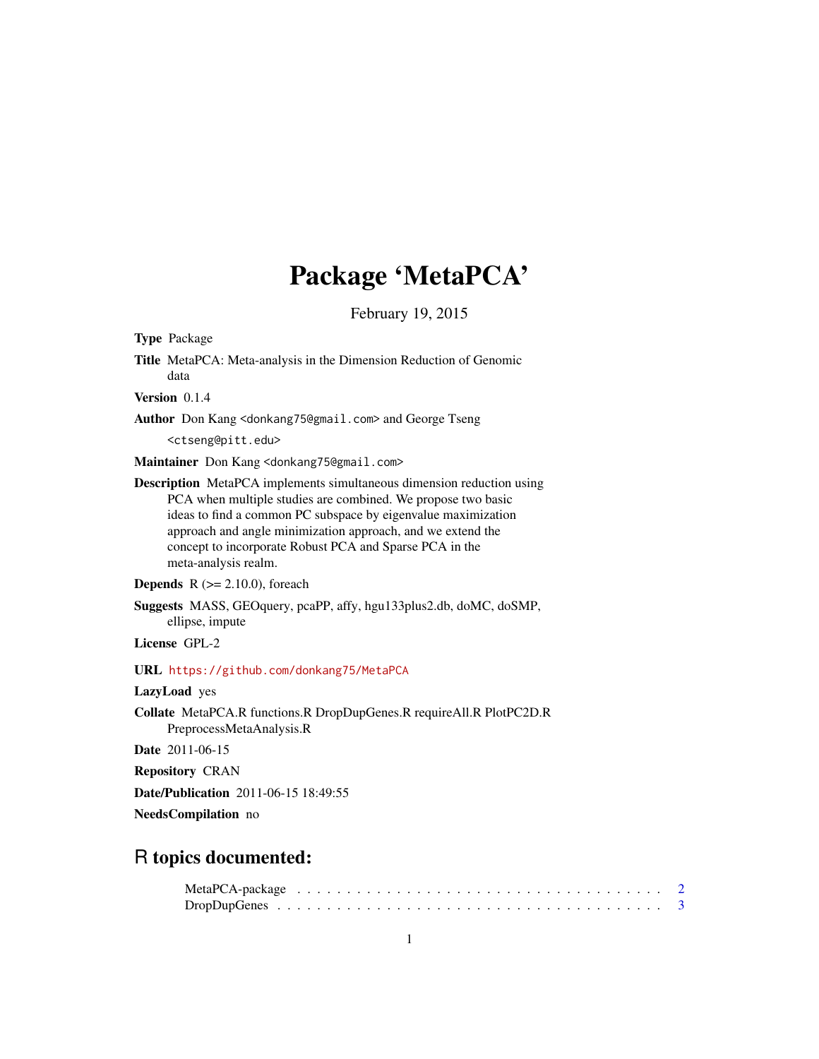# Package 'MetaPCA'

February 19, 2015

**Type** Package

**Title** MetaPCA: Meta-analysis in the Dimension Reduction of Genomic data

**Version** 0.1.4

**Author** Don Kang <donkang75@gmail.com> and George Tseng <ctseng@pitt.edu>

**Maintainer** Don Kang <donkang75@gmail.com>

**Description** MetaPCA implements simultaneous dimension reduction using PCA when multiple studies are combined. We propose two basic ideas to find a common PC subspace by eigenvalue maximization approach and angle minimization approach, and we extend the concept to incorporate Robust PCA and Sparse PCA in the meta-analysis realm.

**Depends** R (>= 2.10.0), foreach

**Suggests** MASS, GEOquery, pcaPP, affy, hgu133plus2.db, doMC, doSMP, ellipse, impute

**License** GPL-2

**URL** https://github.com/donkang75/MetaPCA

**LazyLoad** yes

**Collate** MetaPCA.R functions.R DropDupGenes.R requireAll.R PlotPC2D.R PreprocessMetaAnalysis.R

**Date** 2011-06-15

**Repository** CRAN

**Date/Publication** 2011-06-15 18:49:55

**NeedsCompilation** no

## R topics documented:

MetaPCA-package . . . . . . . . . . . . . . . . . . . . . . . . . . . . . . . . . . . . . . . 2
DropDupGenes . . . . . . . . . . . . . . . . . . . . . . . . . . . . . . . . . . . . . . . . 3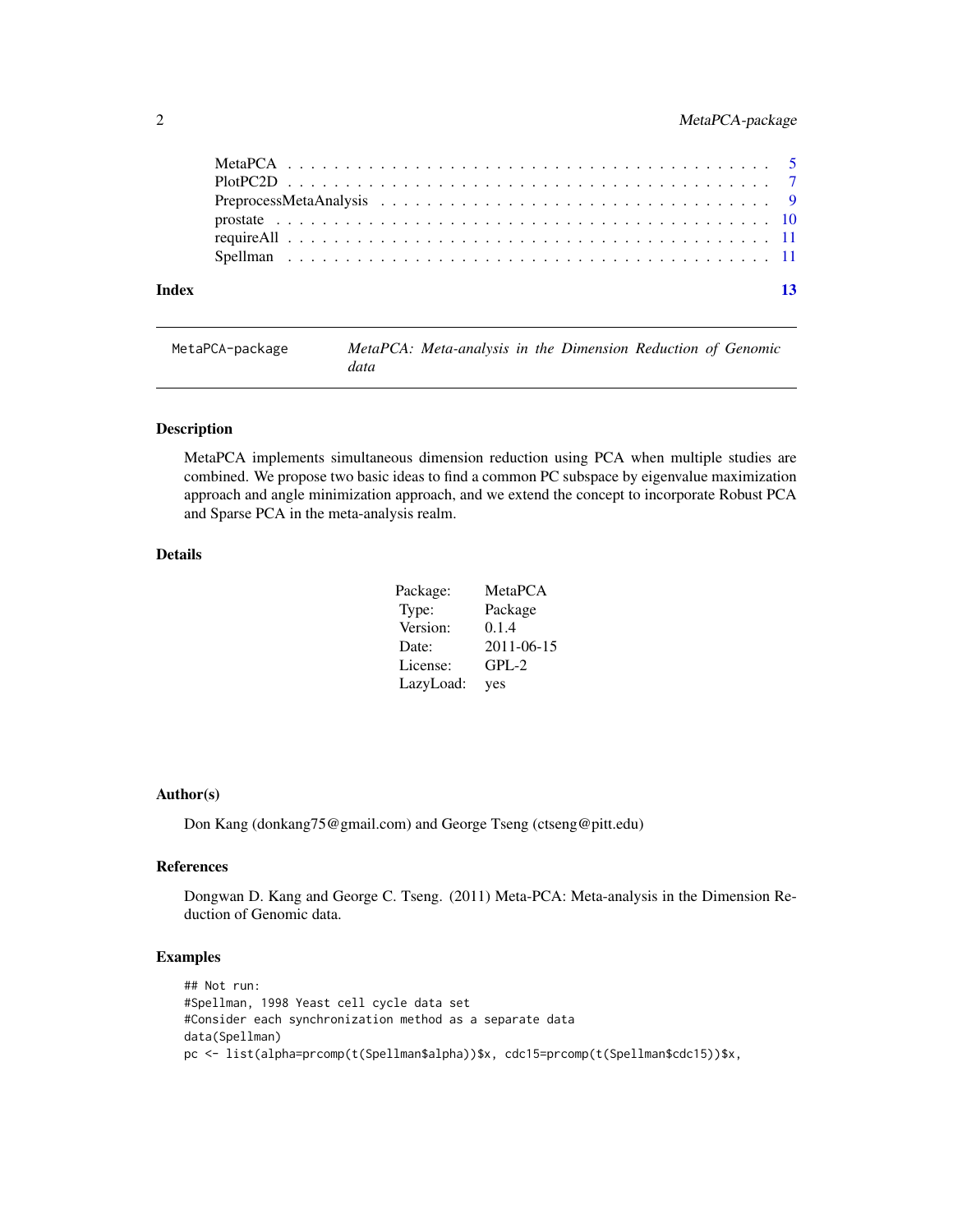| | |
|---|---|
| MetaPCA | 5 |
| PlotPC2D | 7 |
| PreprocessMetaAnalysis | 9 |
| prostate | 10 |
| requireAll | 11 |
| Spellman | 11 |

**Index** 13

---

MetaPCA-package — *MetaPCA: Meta-analysis in the Dimension Reduction of Genomic data*

---

## Description

MetaPCA implements simultaneous dimension reduction using PCA when multiple studies are combined. We propose two basic ideas to find a common PC subspace by eigenvalue maximization approach and angle minimization approach, and we extend the concept to incorporate Robust PCA and Sparse PCA in the meta-analysis realm.

## Details

| | |
|---|---|
| Package: | MetaPCA |
| Type: | Package |
| Version: | 0.1.4 |
| Date: | 2011-06-15 |
| License: | GPL-2 |
| LazyLoad: | yes |

## Author(s)

Don Kang (donkang75@gmail.com) and George Tseng (ctseng@pitt.edu)

## References

Dongwan D. Kang and George C. Tseng. (2011) Meta-PCA: Meta-analysis in the Dimension Reduction of Genomic data.

## Examples

```
## Not run:
#Spellman, 1998 Yeast cell cycle data set
#Consider each synchronization method as a separate data
data(Spellman)
pc <- list(alpha=prcomp(t(Spellman$alpha))$x, cdc15=prcomp(t(Spellman$cdc15))$x,
```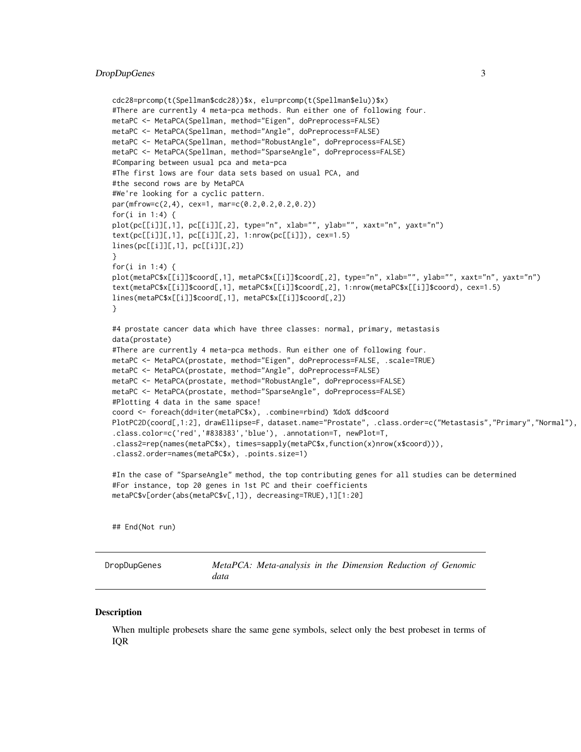```
cdc28=prcomp(t(Spellman$cdc28))$x, elu=prcomp(t(Spellman$elu))$x)
#There are currently 4 meta-pca methods. Run either one of following four.
metaPC <- MetaPCA(Spellman, method="Eigen", doPreprocess=FALSE)
metaPC <- MetaPCA(Spellman, method="Angle", doPreprocess=FALSE)
metaPC <- MetaPCA(Spellman, method="RobustAngle", doPreprocess=FALSE)
metaPC <- MetaPCA(Spellman, method="SparseAngle", doPreprocess=FALSE)
#Comparing between usual pca and meta-pca
#The first lows are four data sets based on usual PCA, and
#the second rows are by MetaPCA
#We're looking for a cyclic pattern.
par(mfrow=c(2,4), cex=1, mar=c(0.2,0.2,0.2,0.2))
for(i in 1:4) {
plot(pc[[i]][,1], pc[[i]][,2], type="n", xlab="", ylab="", xaxt="n", yaxt="n")
text(pc[[i]][,1], pc[[i]][,2], 1:nrow(pc[[i]]), cex=1.5)
lines(pc[[i]][,1], pc[[i]][,2])
}
for(i in 1:4) {
plot(metaPC$x[[i]]$coord[,1], metaPC$x[[i]]$coord[,2], type="n", xlab="", ylab="", xaxt="n", yaxt="n")
text(metaPC$x[[i]]$coord[,1], metaPC$x[[i]]$coord[,2], 1:nrow(metaPC$x[[i]]$coord), cex=1.5)
lines(metaPC$x[[i]]$coord[,1], metaPC$x[[i]]$coord[,2])
}

#4 prostate cancer data which have three classes: normal, primary, metastasis
data(prostate)
#There are currently 4 meta-pca methods. Run either one of following four.
metaPC <- MetaPCA(prostate, method="Eigen", doPreprocess=FALSE, .scale=TRUE)
metaPC <- MetaPCA(prostate, method="Angle", doPreprocess=FALSE)
metaPC <- MetaPCA(prostate, method="RobustAngle", doPreprocess=FALSE)
metaPC <- MetaPCA(prostate, method="SparseAngle", doPreprocess=FALSE)
#Plotting 4 data in the same space!
coord <- foreach(dd=iter(metaPC$x), .combine=rbind) %do% dd$coord
PlotPC2D(coord[,1:2], drawEllipse=F, dataset.name="Prostate", .class.order=c("Metastasis","Primary","Normal"),
.class.color=c('red','#838383','blue'), .annotation=T, newPlot=T,
.class2=rep(names(metaPC$x), times=sapply(metaPC$x,function(x)nrow(x$coord))),
.class2.order=names(metaPC$x), .points.size=1)

#In the case of "SparseAngle" method, the top contributing genes for all studies can be determined
#For instance, top 20 genes in 1st PC and their coefficients
metaPC$v[order(abs(metaPC$v[,1]), decreasing=TRUE),1][1:20]


## End(Not run)
```

---

DropDupGenes — *MetaPCA: Meta-analysis in the Dimension Reduction of Genomic data*

---

## Description

When multiple probesets share the same gene symbols, select only the best probeset in terms of IQR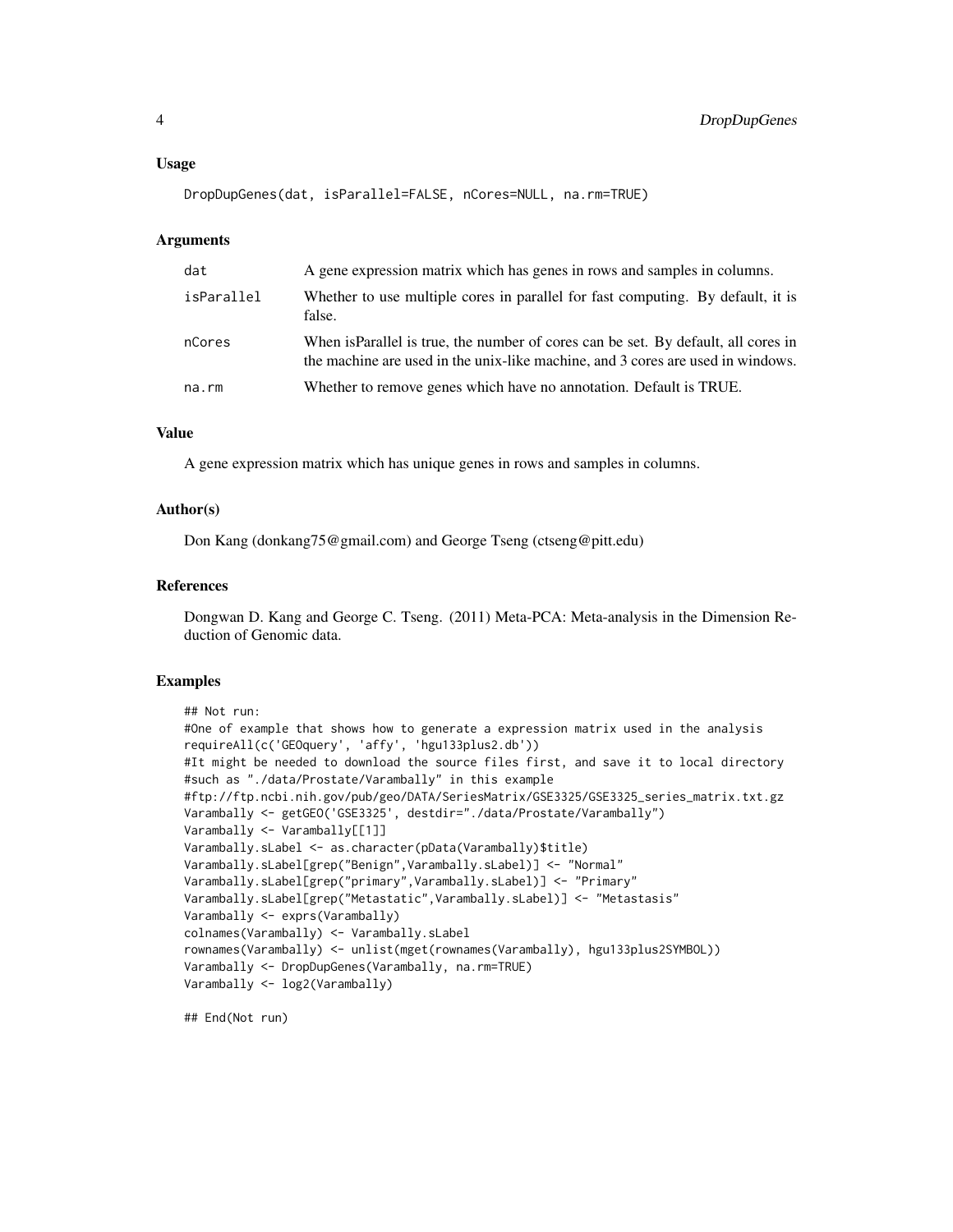## Usage

```
DropDupGenes(dat, isParallel=FALSE, nCores=NULL, na.rm=TRUE)
```

## Arguments

| | |
|---|---|
| dat | A gene expression matrix which has genes in rows and samples in columns. |
| isParallel | Whether to use multiple cores in parallel for fast computing. By default, it is false. |
| nCores | When isParallel is true, the number of cores can be set. By default, all cores in the machine are used in the unix-like machine, and 3 cores are used in windows. |
| na.rm | Whether to remove genes which have no annotation. Default is TRUE. |

## Value

A gene expression matrix which has unique genes in rows and samples in columns.

## Author(s)

Don Kang (donkang75@gmail.com) and George Tseng (ctseng@pitt.edu)

## References

Dongwan D. Kang and George C. Tseng. (2011) Meta-PCA: Meta-analysis in the Dimension Reduction of Genomic data.

## Examples

```
## Not run:
#One of example that shows how to generate a expression matrix used in the analysis
requireAll(c('GEOquery', 'affy', 'hgu133plus2.db'))
#It might be needed to download the source files first, and save it to local directory
#such as "./data/Prostate/Varambally" in this example
#ftp://ftp.ncbi.nih.gov/pub/geo/DATA/SeriesMatrix/GSE3325/GSE3325_series_matrix.txt.gz
Varambally <- getGEO('GSE3325', destdir="./data/Prostate/Varambally")
Varambally <- Varambally[[1]]
Varambally.sLabel <- as.character(pData(Varambally)$title)
Varambally.sLabel[grep("Benign",Varambally.sLabel)] <- "Normal"
Varambally.sLabel[grep("primary",Varambally.sLabel)] <- "Primary"
Varambally.sLabel[grep("Metastatic",Varambally.sLabel)] <- "Metastasis"
Varambally <- exprs(Varambally)
colnames(Varambally) <- Varambally.sLabel
rownames(Varambally) <- unlist(mget(rownames(Varambally), hgu133plus2SYMBOL))
Varambally <- DropDupGenes(Varambally, na.rm=TRUE)
Varambally <- log2(Varambally)

## End(Not run)
```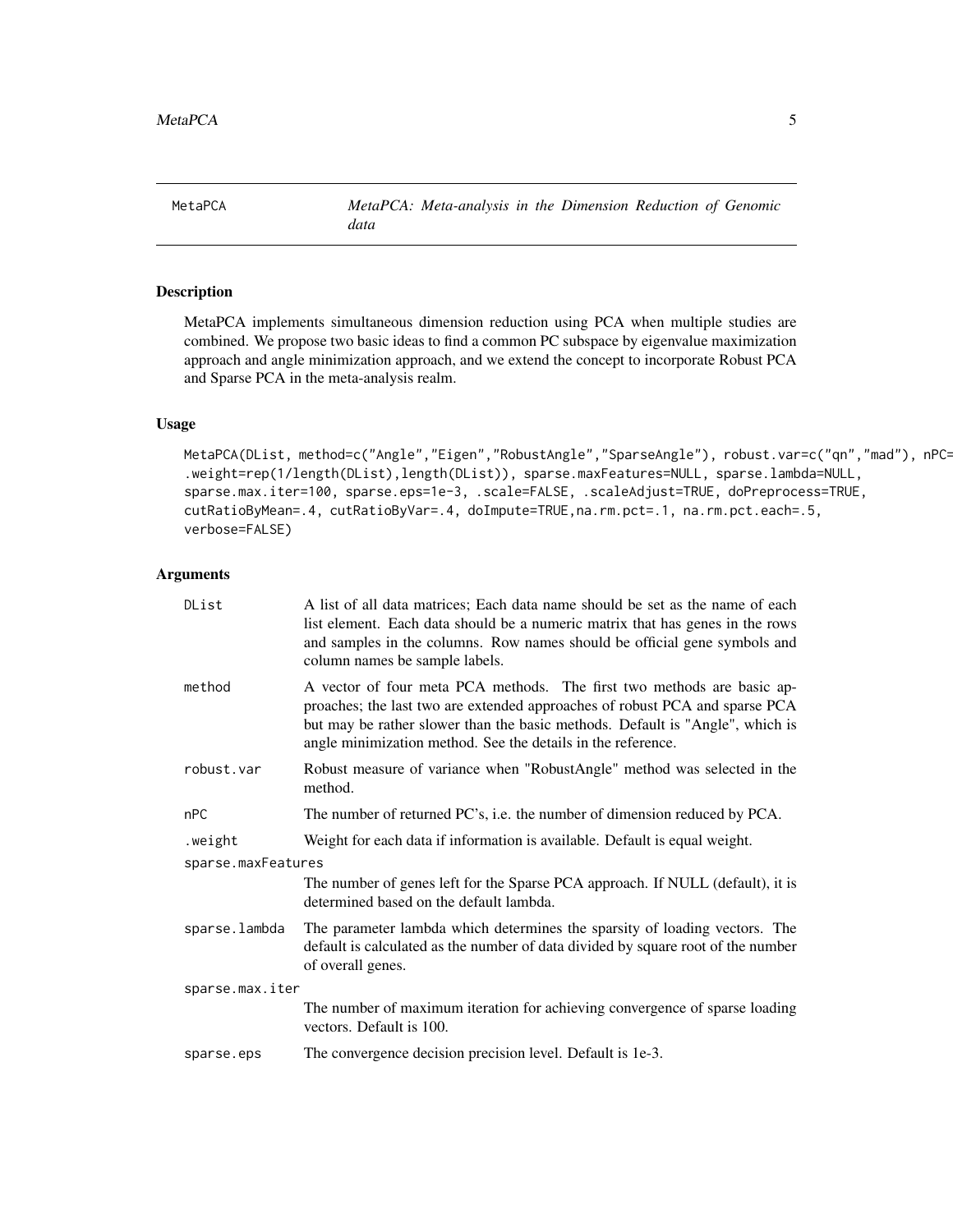# MetaPCA

*MetaPCA: Meta-analysis in the Dimension Reduction of Genomic data*

## Description

MetaPCA implements simultaneous dimension reduction using PCA when multiple studies are combined. We propose two basic ideas to find a common PC subspace by eigenvalue maximization approach and angle minimization approach, and we extend the concept to incorporate Robust PCA and Sparse PCA in the meta-analysis realm.

## Usage

```
MetaPCA(DList, method=c("Angle","Eigen","RobustAngle","SparseAngle"), robust.var=c("qn","mad"), nPC=
.weight=rep(1/length(DList),length(DList)), sparse.maxFeatures=NULL, sparse.lambda=NULL,
sparse.max.iter=100, sparse.eps=1e-3, .scale=FALSE, .scaleAdjust=TRUE, doPreprocess=TRUE,
cutRatioByMean=.4, cutRatioByVar=.4, doImpute=TRUE,na.rm.pct=.1, na.rm.pct.each=.5,
verbose=FALSE)
```

## Arguments

| | |
|---|---|
| `DList` | A list of all data matrices; Each data name should be set as the name of each list element. Each data should be a numeric matrix that has genes in the rows and samples in the columns. Row names should be official gene symbols and column names be sample labels. |
| `method` | A vector of four meta PCA methods. The first two methods are basic approaches; the last two are extended approaches of robust PCA and sparse PCA but may be rather slower than the basic methods. Default is "Angle", which is angle minimization method. See the details in the reference. |
| `robust.var` | Robust measure of variance when "RobustAngle" method was selected in the method. |
| `nPC` | The number of returned PC's, i.e. the number of dimension reduced by PCA. |
| `.weight` | Weight for each data if information is available. Default is equal weight. |
| `sparse.maxFeatures` | The number of genes left for the Sparse PCA approach. If NULL (default), it is determined based on the default lambda. |
| `sparse.lambda` | The parameter lambda which determines the sparsity of loading vectors. The default is calculated as the number of data divided by square root of the number of overall genes. |
| `sparse.max.iter` | The number of maximum iteration for achieving convergence of sparse loading vectors. Default is 100. |
| `sparse.eps` | The convergence decision precision level. Default is 1e-3. |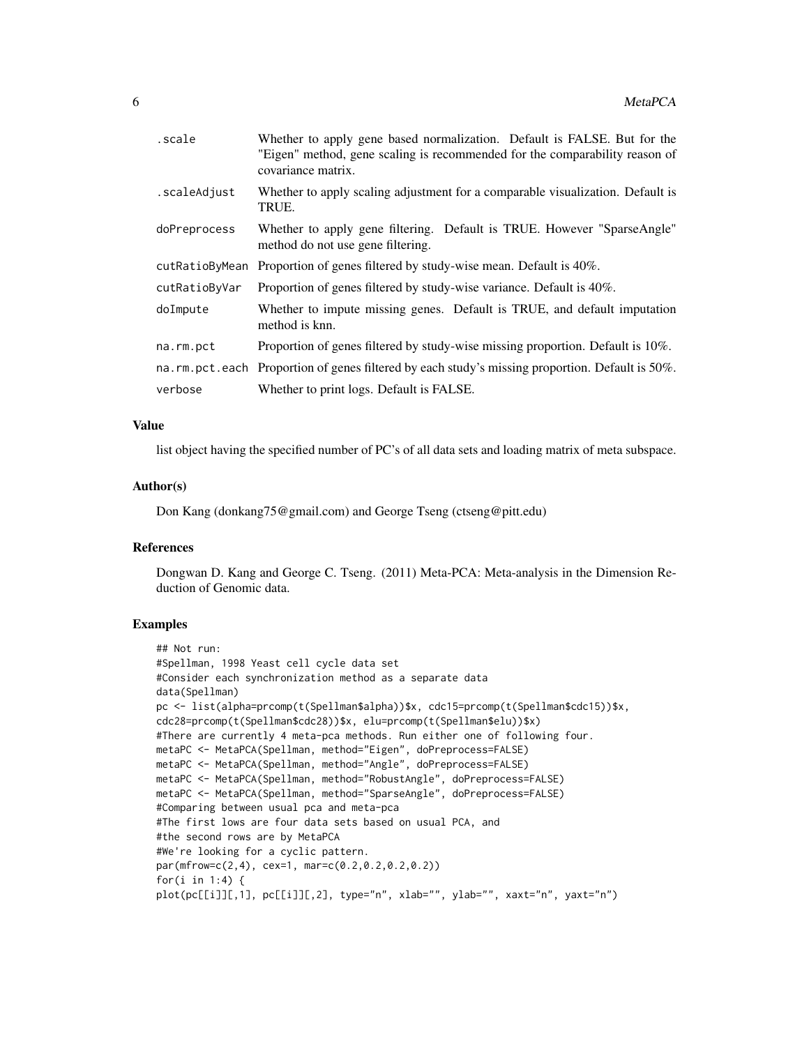| | |
|---|---|
| .scale | Whether to apply gene based normalization. Default is FALSE. But for the "Eigen" method, gene scaling is recommended for the comparability reason of covariance matrix. |
| .scaleAdjust | Whether to apply scaling adjustment for a comparable visualization. Default is TRUE. |
| doPreprocess | Whether to apply gene filtering. Default is TRUE. However "SparseAngle" method do not use gene filtering. |
| cutRatioByMean | Proportion of genes filtered by study-wise mean. Default is 40%. |
| cutRatioByVar | Proportion of genes filtered by study-wise variance. Default is 40%. |
| doImpute | Whether to impute missing genes. Default is TRUE, and default imputation method is knn. |
| na.rm.pct | Proportion of genes filtered by study-wise missing proportion. Default is 10%. |
| na.rm.pct.each | Proportion of genes filtered by each study's missing proportion. Default is 50%. |
| verbose | Whether to print logs. Default is FALSE. |

### Value

list object having the specified number of PC's of all data sets and loading matrix of meta subspace.

### Author(s)

Don Kang (donkang75@gmail.com) and George Tseng (ctseng@pitt.edu)

### References

Dongwan D. Kang and George C. Tseng. (2011) Meta-PCA: Meta-analysis in the Dimension Reduction of Genomic data.

### Examples

```
## Not run:
#Spellman, 1998 Yeast cell cycle data set
#Consider each synchronization method as a separate data
data(Spellman)
pc <- list(alpha=prcomp(t(Spellman$alpha))$x, cdc15=prcomp(t(Spellman$cdc15))$x,
cdc28=prcomp(t(Spellman$cdc28))$x, elu=prcomp(t(Spellman$elu))$x)
#There are currently 4 meta-pca methods. Run either one of following four.
metaPC <- MetaPCA(Spellman, method="Eigen", doPreprocess=FALSE)
metaPC <- MetaPCA(Spellman, method="Angle", doPreprocess=FALSE)
metaPC <- MetaPCA(Spellman, method="RobustAngle", doPreprocess=FALSE)
metaPC <- MetaPCA(Spellman, method="SparseAngle", doPreprocess=FALSE)
#Comparing between usual pca and meta-pca
#The first lows are four data sets based on usual PCA, and
#the second rows are by MetaPCA
#We're looking for a cyclic pattern.
par(mfrow=c(2,4), cex=1, mar=c(0.2,0.2,0.2,0.2))
for(i in 1:4) {
plot(pc[[i]][,1], pc[[i]][,2], type="n", xlab="", ylab="", xaxt="n", yaxt="n")
```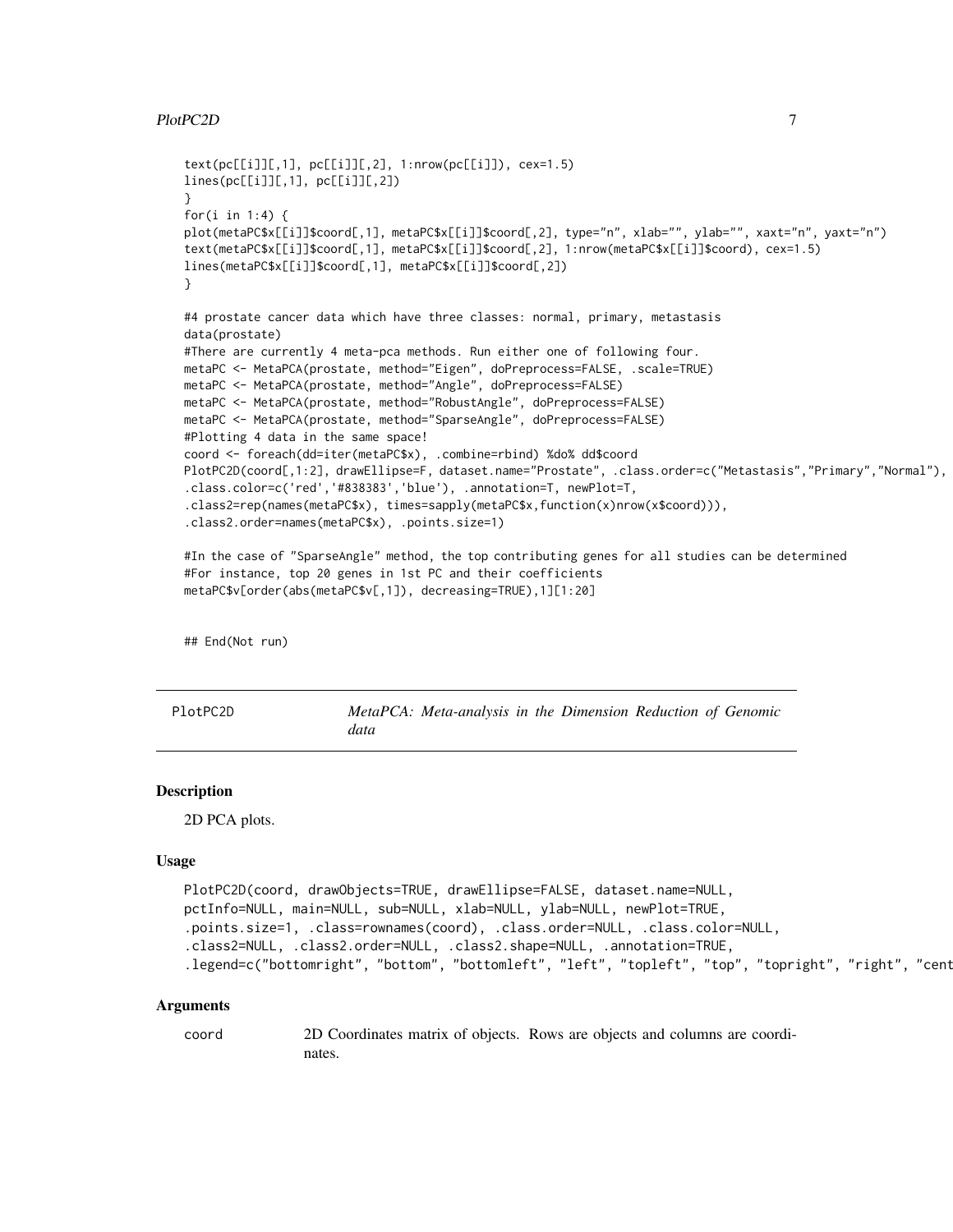```
text(pc[[i]][,1], pc[[i]][,2], 1:nrow(pc[[i]]), cex=1.5)
lines(pc[[i]][,1], pc[[i]][,2])
}
for(i in 1:4) {
plot(metaPC$x[[i]]$coord[,1], metaPC$x[[i]]$coord[,2], type="n", xlab="", ylab="", xaxt="n", yaxt="n")
text(metaPC$x[[i]]$coord[,1], metaPC$x[[i]]$coord[,2], 1:nrow(metaPC$x[[i]]$coord), cex=1.5)
lines(metaPC$x[[i]]$coord[,1], metaPC$x[[i]]$coord[,2])
}

#4 prostate cancer data which have three classes: normal, primary, metastasis
data(prostate)
#There are currently 4 meta-pca methods. Run either one of following four.
metaPC <- MetaPCA(prostate, method="Eigen", doPreprocess=FALSE, .scale=TRUE)
metaPC <- MetaPCA(prostate, method="Angle", doPreprocess=FALSE)
metaPC <- MetaPCA(prostate, method="RobustAngle", doPreprocess=FALSE)
metaPC <- MetaPCA(prostate, method="SparseAngle", doPreprocess=FALSE)
#Plotting 4 data in the same space!
coord <- foreach(dd=iter(metaPC$x), .combine=rbind) %do% dd$coord
PlotPC2D(coord[,1:2], drawEllipse=F, dataset.name="Prostate", .class.order=c("Metastasis","Primary","Normal"),
.class.color=c('red','#838383','blue'), .annotation=T, newPlot=T,
.class2=rep(names(metaPC$x), times=sapply(metaPC$x,function(x)nrow(x$coord))),
.class2.order=names(metaPC$x), .points.size=1)

#In the case of "SparseAngle" method, the top contributing genes for all studies can be determined
#For instance, top 20 genes in 1st PC and their coefficients
metaPC$v[order(abs(metaPC$v[,1]), decreasing=TRUE),1][1:20]

## End(Not run)
```

---

PlotPC2D *MetaPCA: Meta-analysis in the Dimension Reduction of Genomic data*

---

### Description

2D PCA plots.

### Usage

```
PlotPC2D(coord, drawObjects=TRUE, drawEllipse=FALSE, dataset.name=NULL,
pctInfo=NULL, main=NULL, sub=NULL, xlab=NULL, ylab=NULL, newPlot=TRUE,
.points.size=1, .class=rownames(coord), .class.order=NULL, .class.color=NULL,
.class2=NULL, .class2.order=NULL, .class2.shape=NULL, .annotation=TRUE,
.legend=c("bottomright", "bottom", "bottomleft", "left", "topleft", "top", "topright", "right", "cent
```

### Arguments

| | |
|---|---|
| coord | 2D Coordinates matrix of objects. Rows are objects and columns are coordinates. |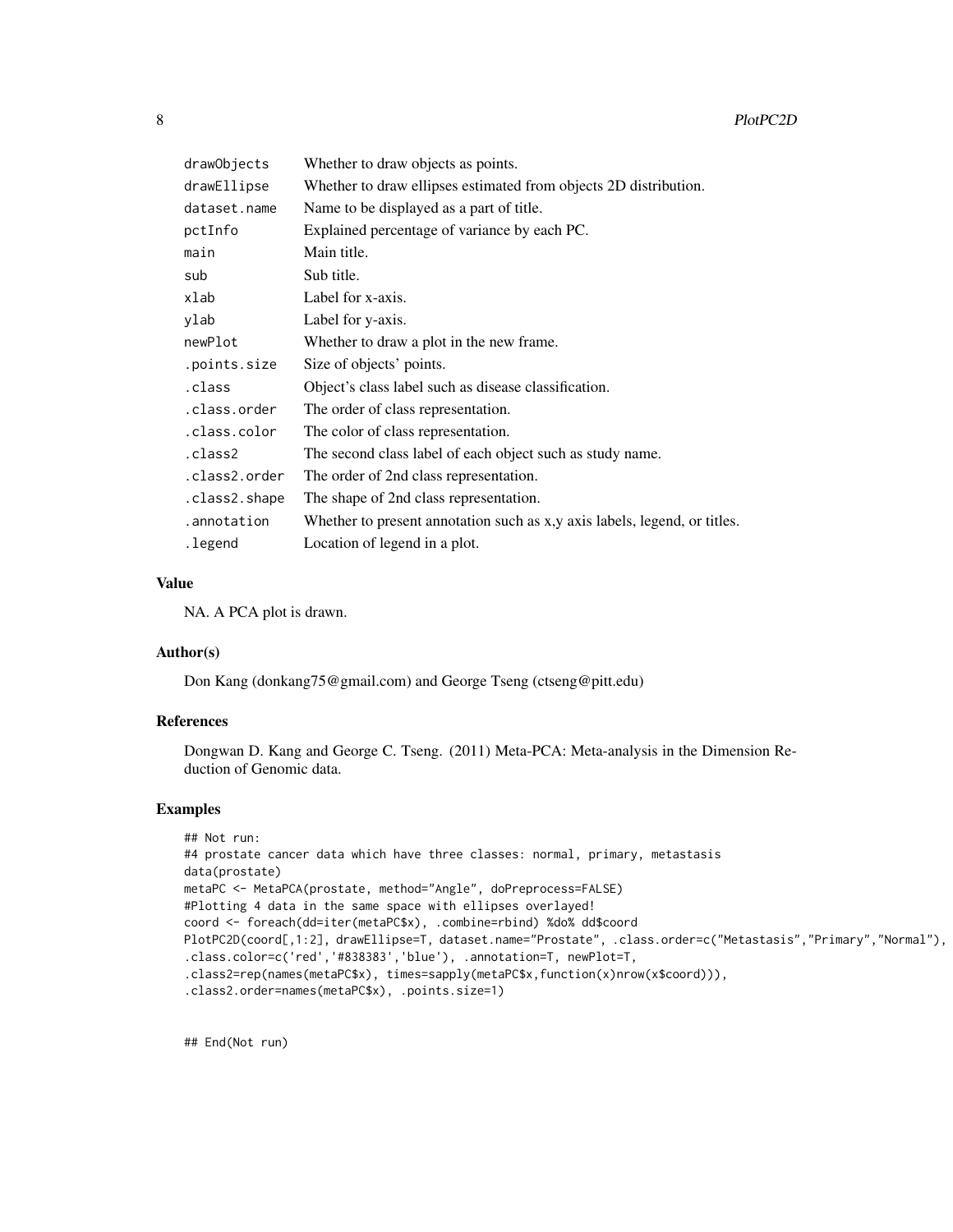| | |
|---|---|
| drawObjects | Whether to draw objects as points. |
| drawEllipse | Whether to draw ellipses estimated from objects 2D distribution. |
| dataset.name | Name to be displayed as a part of title. |
| pctInfo | Explained percentage of variance by each PC. |
| main | Main title. |
| sub | Sub title. |
| xlab | Label for x-axis. |
| ylab | Label for y-axis. |
| newPlot | Whether to draw a plot in the new frame. |
| .points.size | Size of objects' points. |
| .class | Object's class label such as disease classification. |
| .class.order | The order of class representation. |
| .class.color | The color of class representation. |
| .class2 | The second class label of each object such as study name. |
| .class2.order | The order of 2nd class representation. |
| .class2.shape | The shape of 2nd class representation. |
| .annotation | Whether to present annotation such as x,y axis labels, legend, or titles. |
| .legend | Location of legend in a plot. |

## Value

NA. A PCA plot is drawn.

## Author(s)

Don Kang (donkang75@gmail.com) and George Tseng (ctseng@pitt.edu)

## References

Dongwan D. Kang and George C. Tseng. (2011) Meta-PCA: Meta-analysis in the Dimension Reduction of Genomic data.

## Examples

```
## Not run:
#4 prostate cancer data which have three classes: normal, primary, metastasis
data(prostate)
metaPC <- MetaPCA(prostate, method="Angle", doPreprocess=FALSE)
#Plotting 4 data in the same space with ellipses overlayed!
coord <- foreach(dd=iter(metaPC$x), .combine=rbind) %do% dd$coord
PlotPC2D(coord[,1:2], drawEllipse=T, dataset.name="Prostate", .class.order=c("Metastasis","Primary","Normal"),
.class.color=c('red','#838383','blue'), .annotation=T, newPlot=T,
.class2=rep(names(metaPC$x), times=sapply(metaPC$x,function(x)nrow(x$coord))),
.class2.order=names(metaPC$x), .points.size=1)


## End(Not run)
```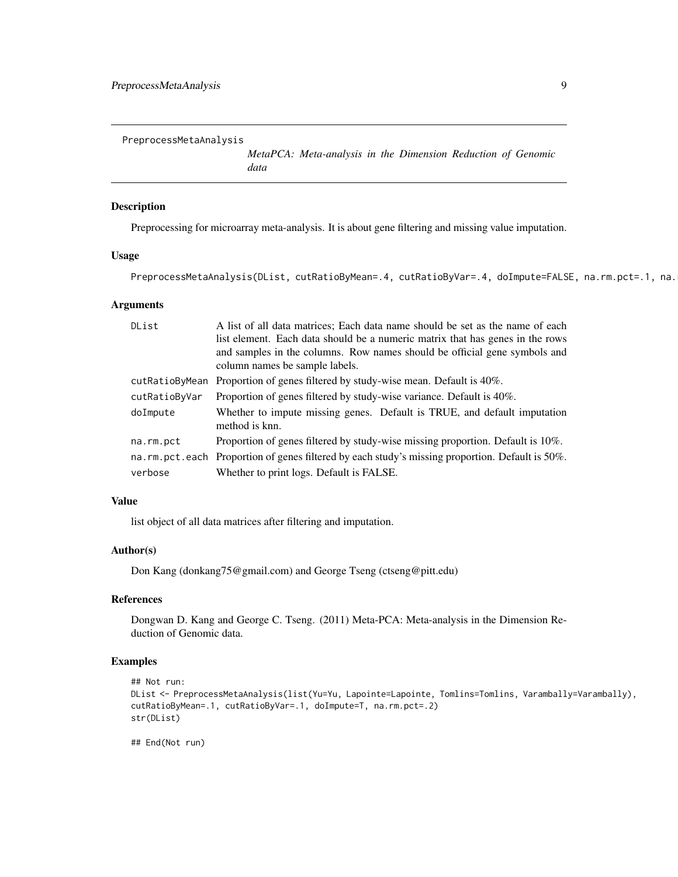PreprocessMetaAnalysis

*MetaPCA: Meta-analysis in the Dimension Reduction of Genomic data*

## Description

Preprocessing for microarray meta-analysis. It is about gene filtering and missing value imputation.

## Usage

```
PreprocessMetaAnalysis(DList, cutRatioByMean=.4, cutRatioByVar=.4, doImpute=FALSE, na.rm.pct=.1, na.
```

## Arguments

| | |
|---|---|
| DList | A list of all data matrices; Each data name should be set as the name of each list element. Each data should be a numeric matrix that has genes in the rows and samples in the columns. Row names should be official gene symbols and column names be sample labels. |
| cutRatioByMean | Proportion of genes filtered by study-wise mean. Default is 40%. |
| cutRatioByVar | Proportion of genes filtered by study-wise variance. Default is 40%. |
| doImpute | Whether to impute missing genes. Default is TRUE, and default imputation method is knn. |
| na.rm.pct | Proportion of genes filtered by study-wise missing proportion. Default is 10%. |
| na.rm.pct.each | Proportion of genes filtered by each study's missing proportion. Default is 50%. |
| verbose | Whether to print logs. Default is FALSE. |

## Value

list object of all data matrices after filtering and imputation.

## Author(s)

Don Kang (donkang75@gmail.com) and George Tseng (ctseng@pitt.edu)

## References

Dongwan D. Kang and George C. Tseng. (2011) Meta-PCA: Meta-analysis in the Dimension Reduction of Genomic data.

## Examples

```
## Not run:
DList <- PreprocessMetaAnalysis(list(Yu=Yu, Lapointe=Lapointe, Tomlins=Tomlins, Varambally=Varambally),
cutRatioByMean=.1, cutRatioByVar=.1, doImpute=T, na.rm.pct=.2)
str(DList)

## End(Not run)
```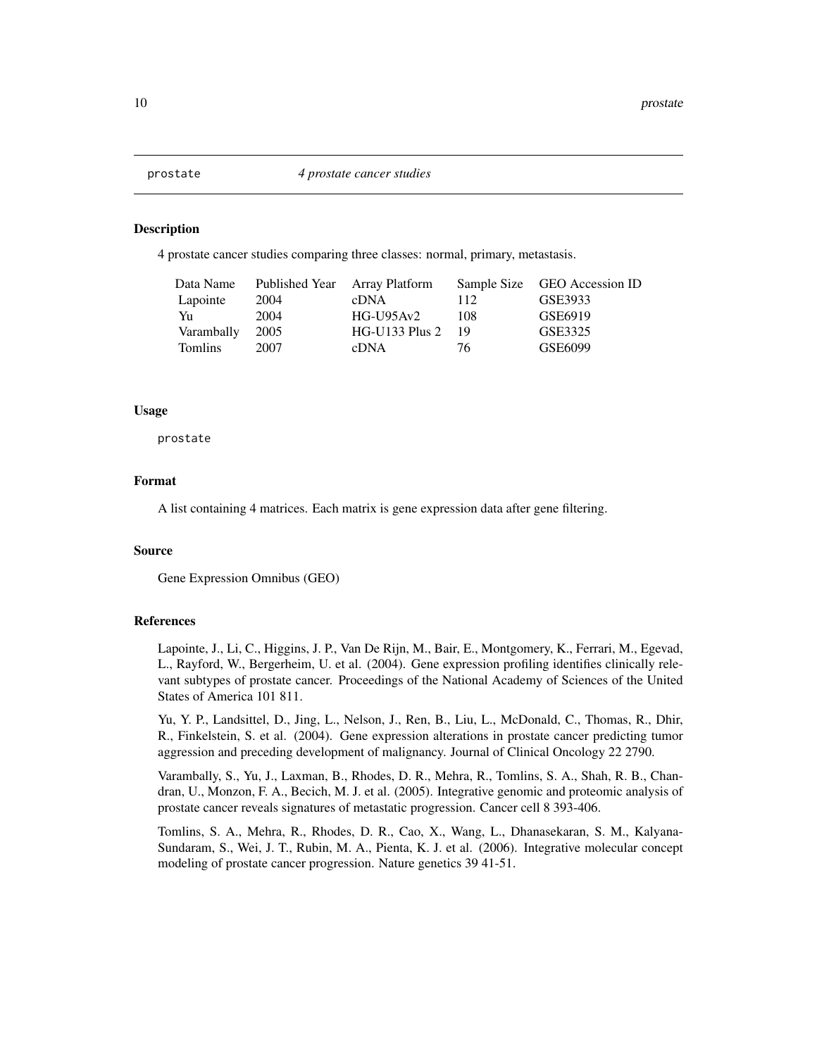`prostate` *4 prostate cancer studies*

## Description

4 prostate cancer studies comparing three classes: normal, primary, metastasis.

| Data Name | Published Year | Array Platform | Sample Size | GEO Accession ID |
|---|---|---|---|---|
| Lapointe | 2004 | cDNA | 112 | GSE3933 |
| Yu | 2004 | HG-U95Av2 | 108 | GSE6919 |
| Varambally | 2005 | HG-U133 Plus 2 | 19 | GSE3325 |
| Tomlins | 2007 | cDNA | 76 | GSE6099 |

## Usage

```
prostate
```

## Format

A list containing 4 matrices. Each matrix is gene expression data after gene filtering.

## Source

Gene Expression Omnibus (GEO)

## References

Lapointe, J., Li, C., Higgins, J. P., Van De Rijn, M., Bair, E., Montgomery, K., Ferrari, M., Egevad, L., Rayford, W., Bergerheim, U. et al. (2004). Gene expression profiling identifies clinically relevant subtypes of prostate cancer. Proceedings of the National Academy of Sciences of the United States of America 101 811.

Yu, Y. P., Landsittel, D., Jing, L., Nelson, J., Ren, B., Liu, L., McDonald, C., Thomas, R., Dhir, R., Finkelstein, S. et al. (2004). Gene expression alterations in prostate cancer predicting tumor aggression and preceding development of malignancy. Journal of Clinical Oncology 22 2790.

Varambally, S., Yu, J., Laxman, B., Rhodes, D. R., Mehra, R., Tomlins, S. A., Shah, R. B., Chandran, U., Monzon, F. A., Becich, M. J. et al. (2005). Integrative genomic and proteomic analysis of prostate cancer reveals signatures of metastatic progression. Cancer cell 8 393-406.

Tomlins, S. A., Mehra, R., Rhodes, D. R., Cao, X., Wang, L., Dhanasekaran, S. M., Kalyana-Sundaram, S., Wei, J. T., Rubin, M. A., Pienta, K. J. et al. (2006). Integrative molecular concept modeling of prostate cancer progression. Nature genetics 39 41-51.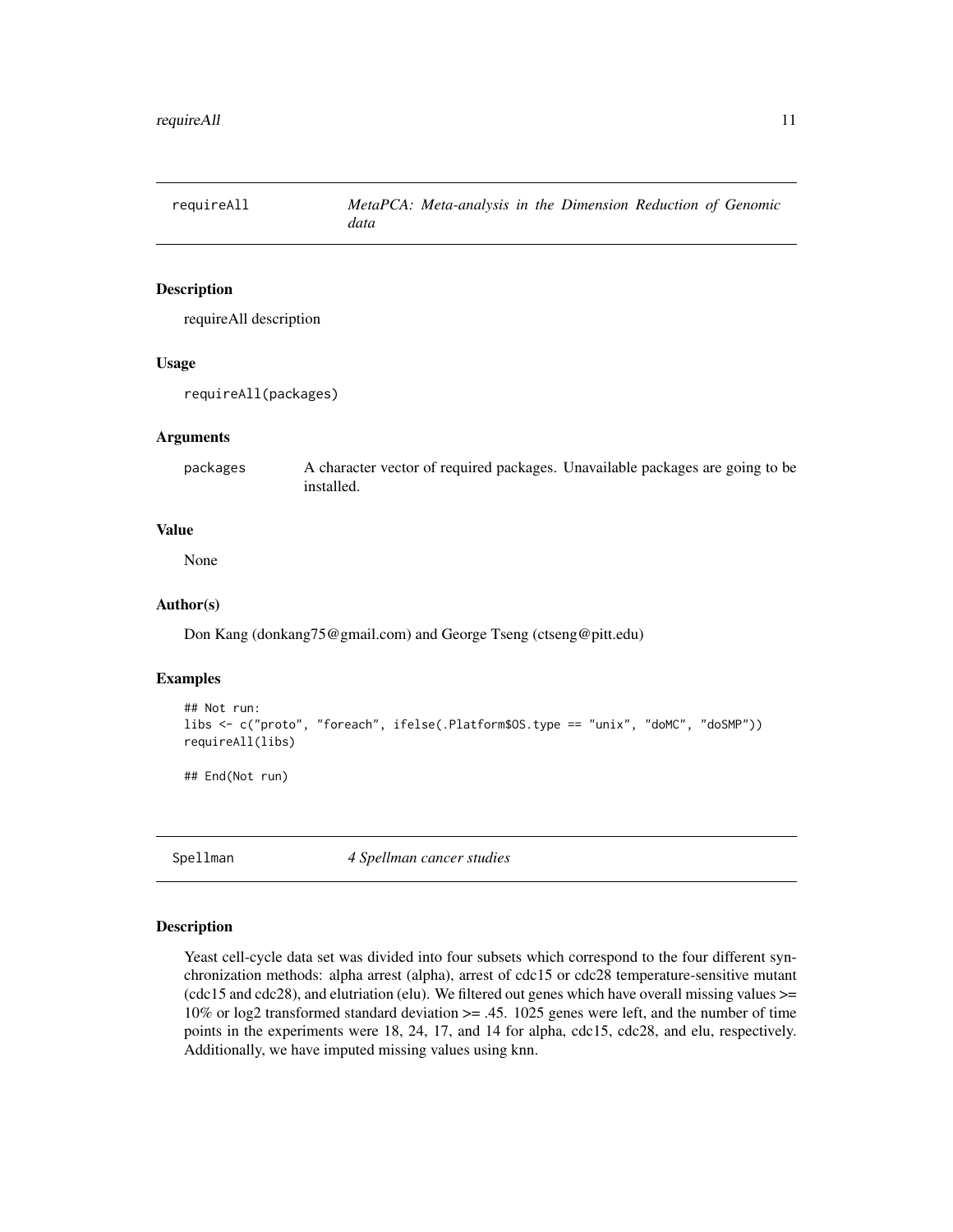## requireAll — *MetaPCA: Meta-analysis in the Dimension Reduction of Genomic data*

### Description

requireAll description

### Usage

```
requireAll(packages)
```

### Arguments

| | |
|---|---|
| packages | A character vector of required packages. Unavailable packages are going to be installed. |

### Value

None

### Author(s)

Don Kang (donkang75@gmail.com) and George Tseng (ctseng@pitt.edu)

### Examples

```
## Not run:
libs <- c("proto", "foreach", ifelse(.Platform$OS.type == "unix", "doMC", "doSMP"))
requireAll(libs)

## End(Not run)
```

## Spellman — *4 Spellman cancer studies*

### Description

Yeast cell-cycle data set was divided into four subsets which correspond to the four different synchronization methods: alpha arrest (alpha), arrest of cdc15 or cdc28 temperature-sensitive mutant (cdc15 and cdc28), and elutriation (elu). We filtered out genes which have overall missing values >= 10% or log2 transformed standard deviation >= .45. 1025 genes were left, and the number of time points in the experiments were 18, 24, 17, and 14 for alpha, cdc15, cdc28, and elu, respectively. Additionally, we have imputed missing values using knn.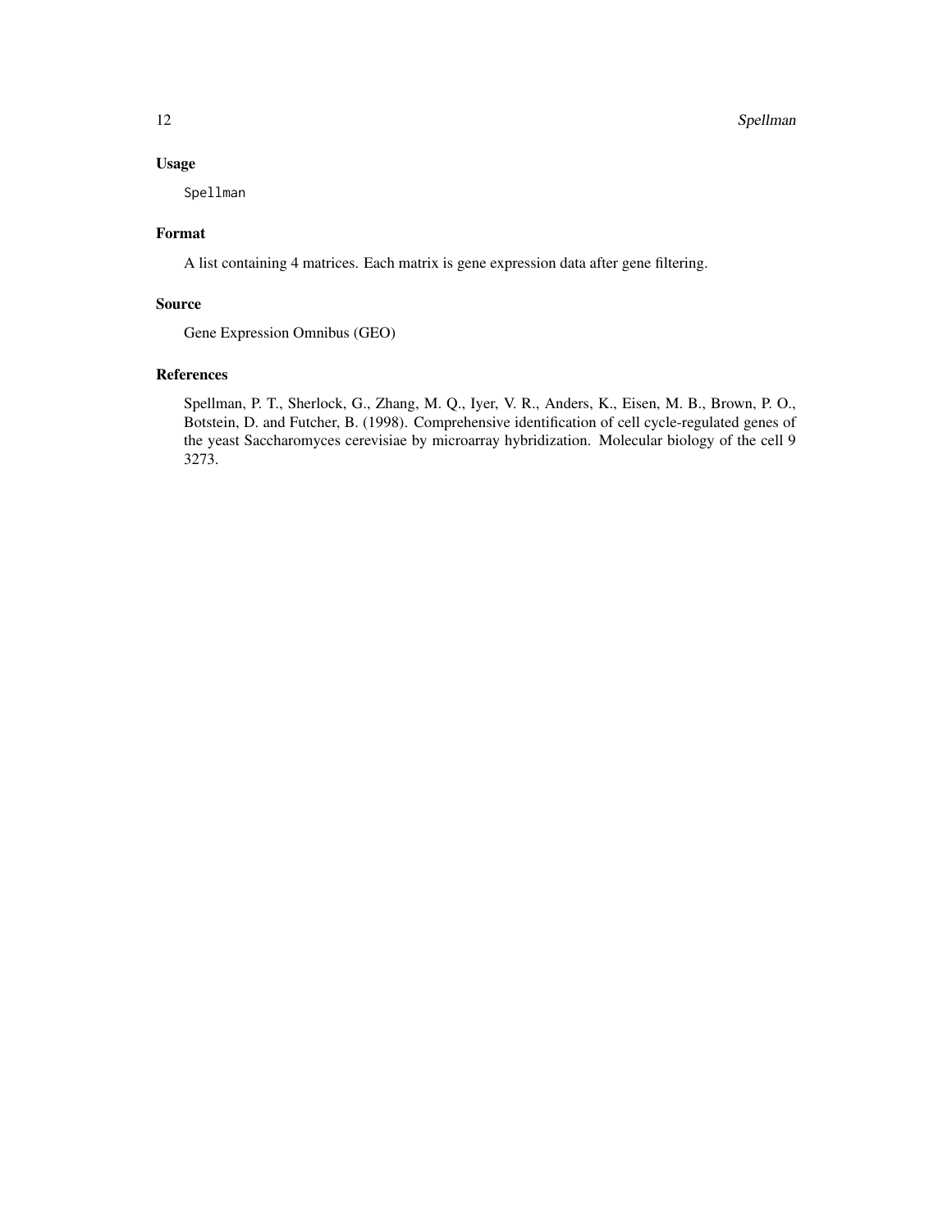### Usage

```
Spellman
```

### Format

A list containing 4 matrices. Each matrix is gene expression data after gene filtering.

### Source

Gene Expression Omnibus (GEO)

### References

Spellman, P. T., Sherlock, G., Zhang, M. Q., Iyer, V. R., Anders, K., Eisen, M. B., Brown, P. O., Botstein, D. and Futcher, B. (1998). Comprehensive identification of cell cycle-regulated genes of the yeast Saccharomyces cerevisiae by microarray hybridization. Molecular biology of the cell 9 3273.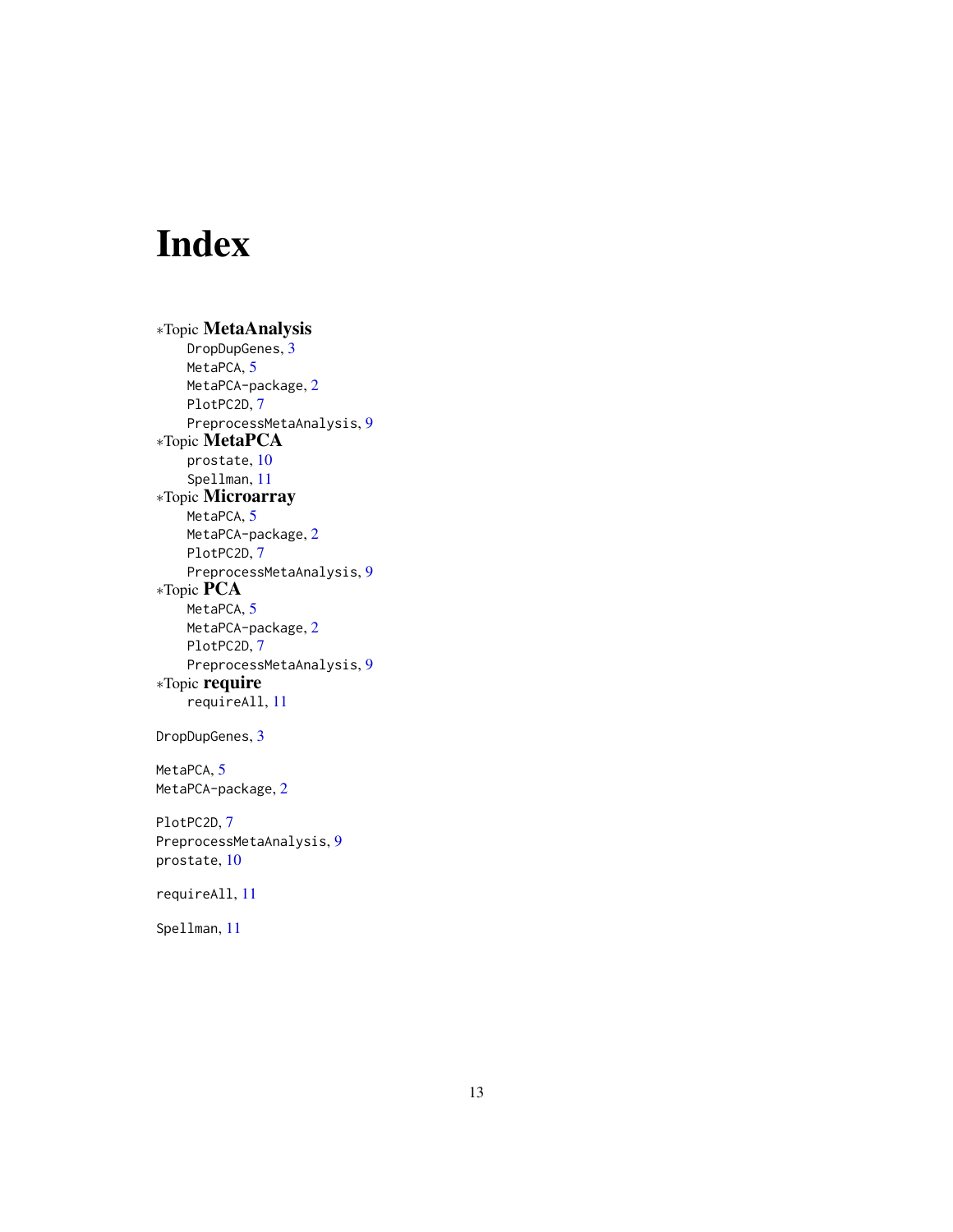# Index

*Topic **MetaAnalysis**
- DropDupGenes, 3
- MetaPCA, 5
- MetaPCA-package, 2
- PlotPC2D, 7
- PreprocessMetaAnalysis, 9

*Topic **MetaPCA**
- prostate, 10
- Spellman, 11

*Topic **Microarray**
- MetaPCA, 5
- MetaPCA-package, 2
- PlotPC2D, 7
- PreprocessMetaAnalysis, 9

*Topic **PCA**
- MetaPCA, 5
- MetaPCA-package, 2
- PlotPC2D, 7
- PreprocessMetaAnalysis, 9

*Topic **require**
- requireAll, 11

DropDupGenes, 3

MetaPCA, 5
MetaPCA-package, 2

PlotPC2D, 7
PreprocessMetaAnalysis, 9
prostate, 10

requireAll, 11

Spellman, 11